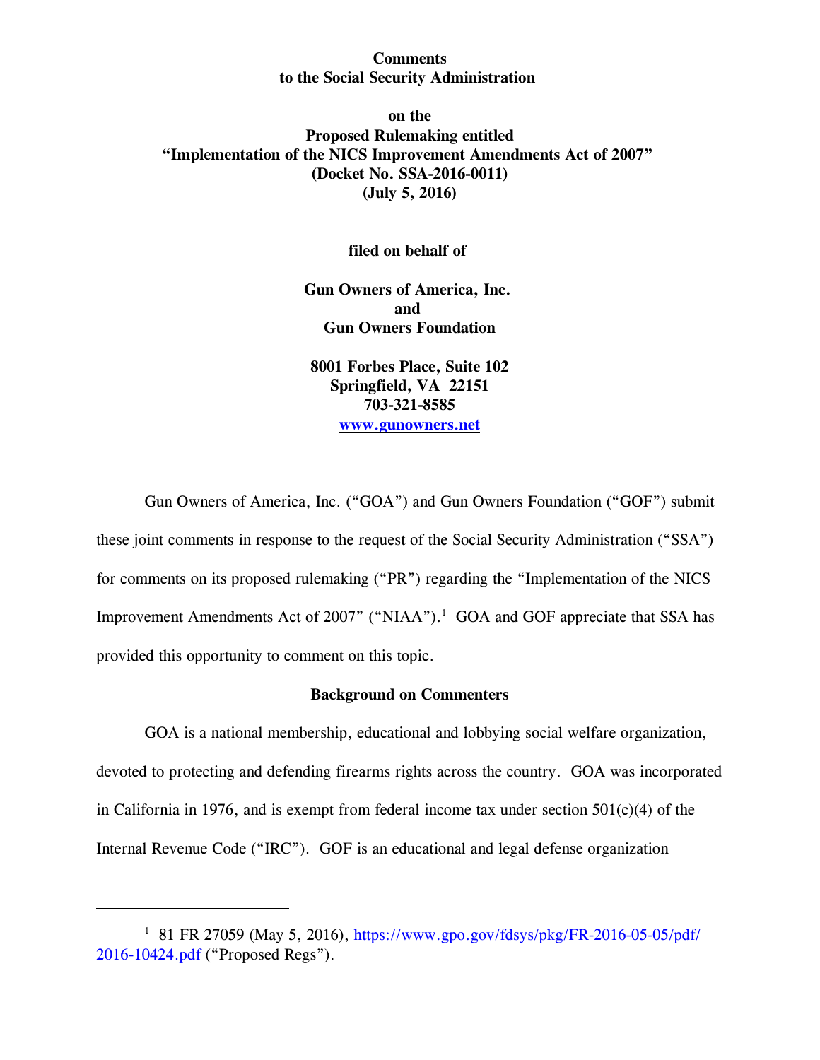**Comments**
**to the Social Security Administration**

**on the**
**Proposed Rulemaking entitled**
**"Implementation of the NICS Improvement Amendments Act of 2007"**
**(Docket No. SSA-2016-0011)**
**(July 5, 2016)**

**filed on behalf of**

**Gun Owners of America, Inc.**
**and**
**Gun Owners Foundation**

**8001 Forbes Place, Suite 102**
**Springfield, VA 22151**
**703-321-8585**
**[www.gunowners.net](http://www.gunowners.net)**

Gun Owners of America, Inc. ("GOA") and Gun Owners Foundation ("GOF") submit these joint comments in response to the request of the Social Security Administration ("SSA") for comments on its proposed rulemaking ("PR") regarding the "Implementation of the NICS Improvement Amendments Act of 2007" ("NIAA").[1] GOA and GOF appreciate that SSA has provided this opportunity to comment on this topic.

## Background on Commenters

GOA is a national membership, educational and lobbying social welfare organization, devoted to protecting and defending firearms rights across the country. GOA was incorporated in California in 1976, and is exempt from federal income tax under section 501(c)(4) of the Internal Revenue Code ("IRC"). GOF is an educational and legal defense organization

---

[1] 81 FR 27059 (May 5, 2016), https://www.gpo.gov/fdsys/pkg/FR-2016-05-05/pdf/2016-10424.pdf ("Proposed Regs").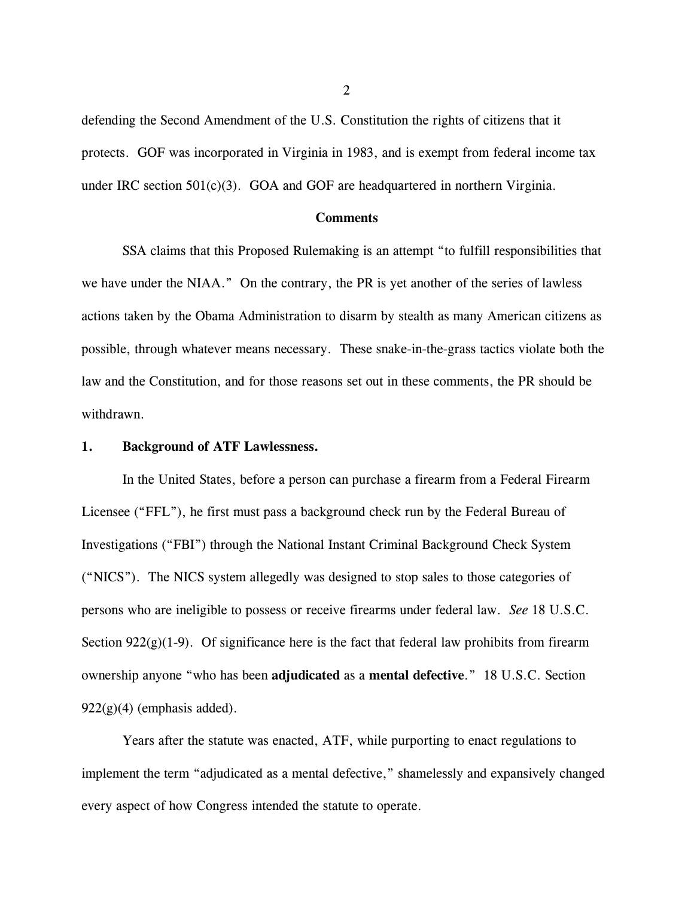defending the Second Amendment of the U.S. Constitution the rights of citizens that it protects. GOF was incorporated in Virginia in 1983, and is exempt from federal income tax under IRC section 501(c)(3). GOA and GOF are headquartered in northern Virginia.

## Comments

SSA claims that this Proposed Rulemaking is an attempt "to fulfill responsibilities that we have under the NIAA." On the contrary, the PR is yet another of the series of lawless actions taken by the Obama Administration to disarm by stealth as many American citizens as possible, through whatever means necessary. These snake-in-the-grass tactics violate both the law and the Constitution, and for those reasons set out in these comments, the PR should be withdrawn.

### 1. Background of ATF Lawlessness.

In the United States, before a person can purchase a firearm from a Federal Firearm Licensee ("FFL"), he first must pass a background check run by the Federal Bureau of Investigations ("FBI") through the National Instant Criminal Background Check System ("NICS"). The NICS system allegedly was designed to stop sales to those categories of persons who are ineligible to possess or receive firearms under federal law. *See* 18 U.S.C. Section 922(g)(1-9). Of significance here is the fact that federal law prohibits from firearm ownership anyone "who has been **adjudicated** as a **mental defective**." 18 U.S.C. Section 922(g)(4) (emphasis added).

Years after the statute was enacted, ATF, while purporting to enact regulations to implement the term "adjudicated as a mental defective," shamelessly and expansively changed every aspect of how Congress intended the statute to operate.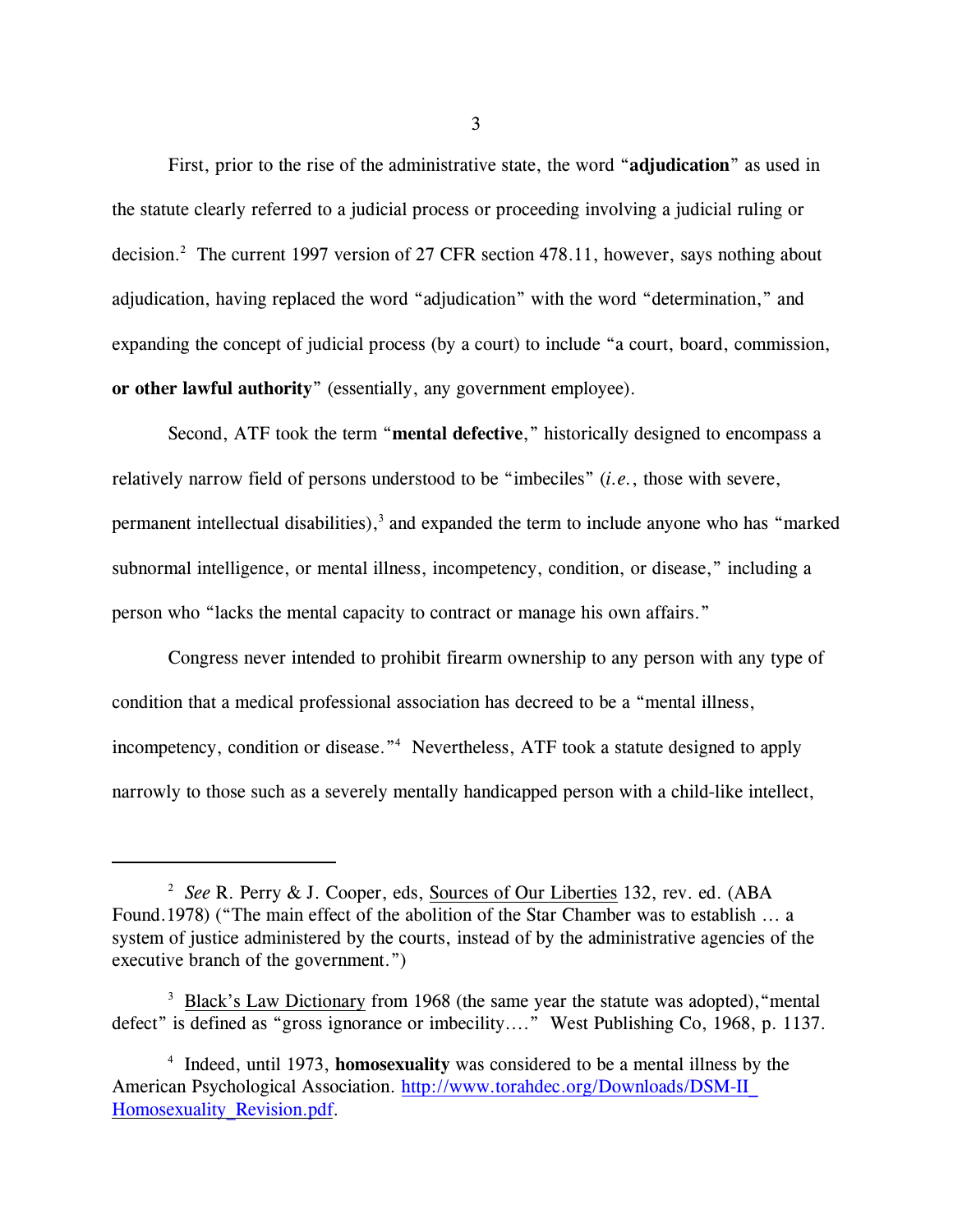First, prior to the rise of the administrative state, the word "**adjudication**" as used in the statute clearly referred to a judicial process or proceeding involving a judicial ruling or decision.[2] The current 1997 version of 27 CFR section 478.11, however, says nothing about adjudication, having replaced the word "adjudication" with the word "determination," and expanding the concept of judicial process (by a court) to include "a court, board, commission, **or other lawful authority**" (essentially, any government employee).

Second, ATF took the term "**mental defective**," historically designed to encompass a relatively narrow field of persons understood to be "imbeciles" (*i.e.*, those with severe, permanent intellectual disabilities),[3] and expanded the term to include anyone who has "marked subnormal intelligence, or mental illness, incompetency, condition, or disease," including a person who "lacks the mental capacity to contract or manage his own affairs."

Congress never intended to prohibit firearm ownership to any person with any type of condition that a medical professional association has decreed to be a "mental illness, incompetency, condition or disease."[4] Nevertheless, ATF took a statute designed to apply narrowly to those such as a severely mentally handicapped person with a child-like intellect,

---

[2] *See* R. Perry & J. Cooper, eds, Sources of Our Liberties 132, rev. ed. (ABA Found.1978) ("The main effect of the abolition of the Star Chamber was to establish … a system of justice administered by the courts, instead of by the administrative agencies of the executive branch of the government.")

[3] Black's Law Dictionary from 1968 (the same year the statute was adopted), "mental defect" is defined as "gross ignorance or imbecility…." West Publishing Co, 1968, p. 1137.

[4] Indeed, until 1973, **homosexuality** was considered to be a mental illness by the American Psychological Association. http://www.torahdec.org/Downloads/DSM-II_Homosexuality_Revision.pdf.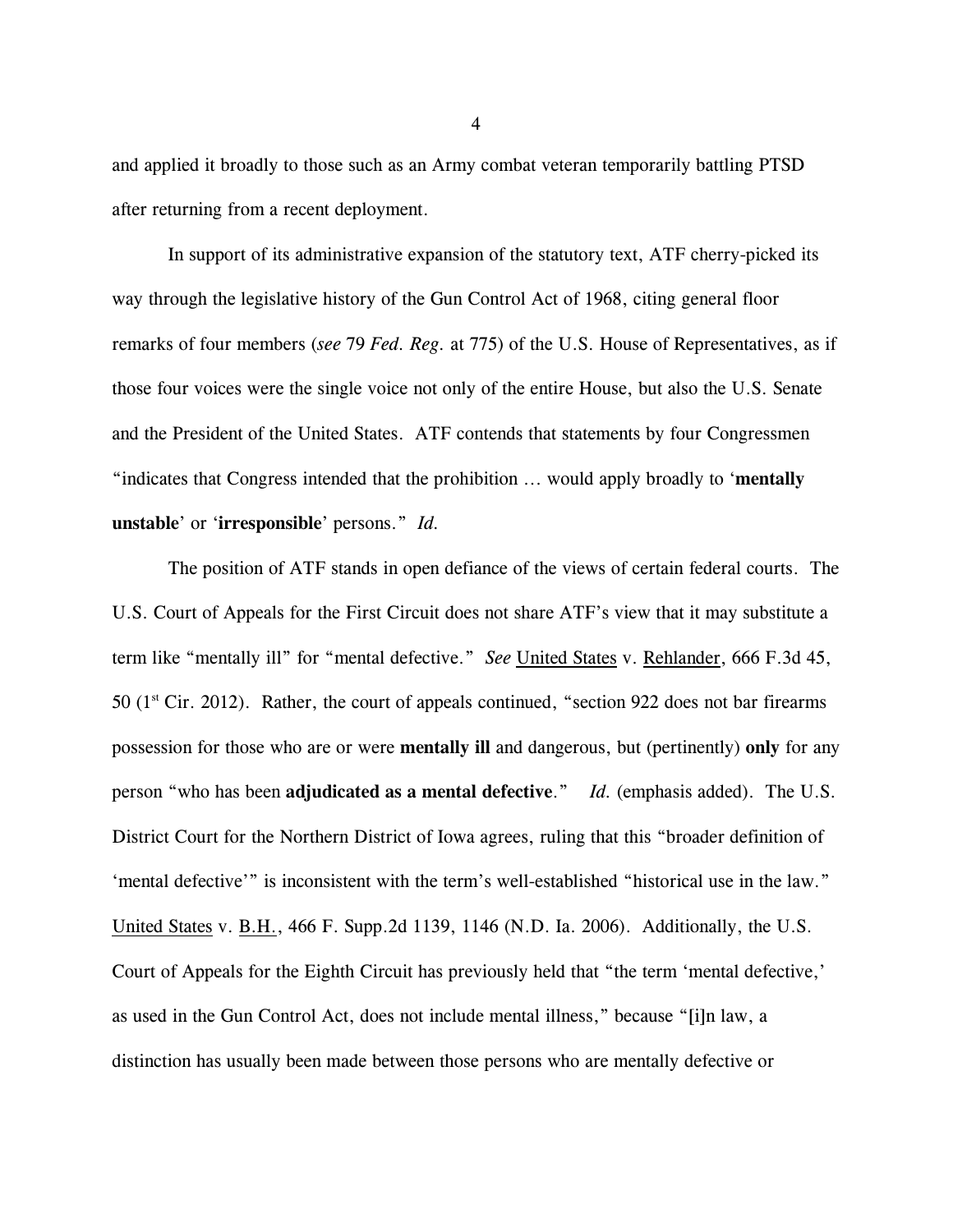and applied it broadly to those such as an Army combat veteran temporarily battling PTSD after returning from a recent deployment.

In support of its administrative expansion of the statutory text, ATF cherry-picked its way through the legislative history of the Gun Control Act of 1968, citing general floor remarks of four members (*see* 79 *Fed. Reg.* at 775) of the U.S. House of Representatives, as if those four voices were the single voice not only of the entire House, but also the U.S. Senate and the President of the United States. ATF contends that statements by four Congressmen "indicates that Congress intended that the prohibition … would apply broadly to '**mentally unstable**' or '**irresponsible**' persons." *Id.*

The position of ATF stands in open defiance of the views of certain federal courts. The U.S. Court of Appeals for the First Circuit does not share ATF's view that it may substitute a term like "mentally ill" for "mental defective." *See* United States v. Rehlander, 666 F.3d 45, 50 (1st Cir. 2012). Rather, the court of appeals continued, "section 922 does not bar firearms possession for those who are or were **mentally ill** and dangerous, but (pertinently) **only** for any person "who has been **adjudicated as a mental defective**." *Id.* (emphasis added). The U.S. District Court for the Northern District of Iowa agrees, ruling that this "broader definition of 'mental defective'" is inconsistent with the term's well-established "historical use in the law." United States v. B.H., 466 F. Supp.2d 1139, 1146 (N.D. Ia. 2006). Additionally, the U.S. Court of Appeals for the Eighth Circuit has previously held that "the term 'mental defective,' as used in the Gun Control Act, does not include mental illness," because "[i]n law, a distinction has usually been made between those persons who are mentally defective or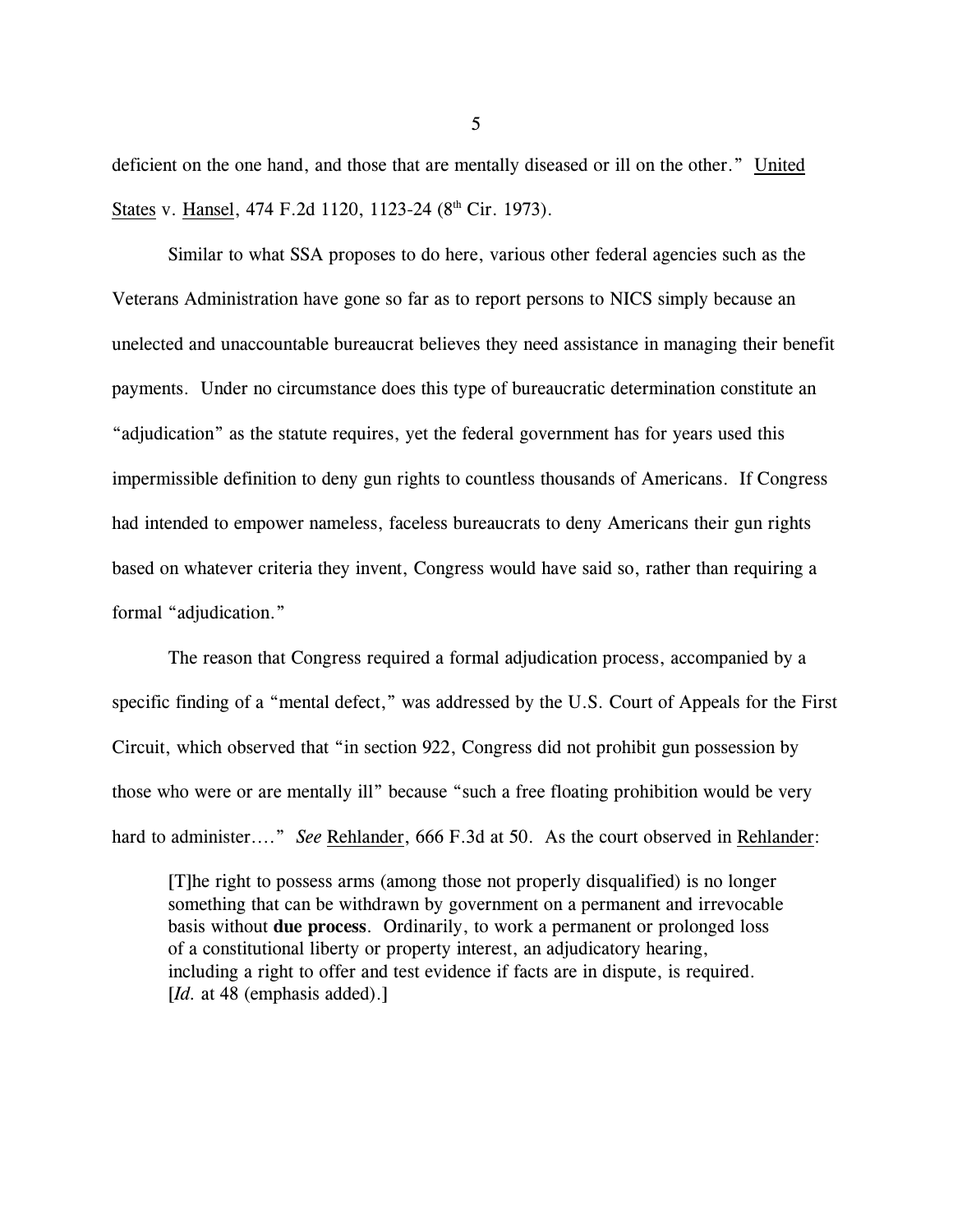deficient on the one hand, and those that are mentally diseased or ill on the other." United States v. Hansel, 474 F.2d 1120, 1123-24 (8th Cir. 1973).

Similar to what SSA proposes to do here, various other federal agencies such as the Veterans Administration have gone so far as to report persons to NICS simply because an unelected and unaccountable bureaucrat believes they need assistance in managing their benefit payments. Under no circumstance does this type of bureaucratic determination constitute an "adjudication" as the statute requires, yet the federal government has for years used this impermissible definition to deny gun rights to countless thousands of Americans. If Congress had intended to empower nameless, faceless bureaucrats to deny Americans their gun rights based on whatever criteria they invent, Congress would have said so, rather than requiring a formal "adjudication."

The reason that Congress required a formal adjudication process, accompanied by a specific finding of a "mental defect," was addressed by the U.S. Court of Appeals for the First Circuit, which observed that "in section 922, Congress did not prohibit gun possession by those who were or are mentally ill" because "such a free floating prohibition would be very hard to administer…." *See* Rehlander, 666 F.3d at 50. As the court observed in Rehlander:

> [T]he right to possess arms (among those not properly disqualified) is no longer something that can be withdrawn by government on a permanent and irrevocable basis without **due process**. Ordinarily, to work a permanent or prolonged loss of a constitutional liberty or property interest, an adjudicatory hearing, including a right to offer and test evidence if facts are in dispute, is required. [*Id.* at 48 (emphasis added).]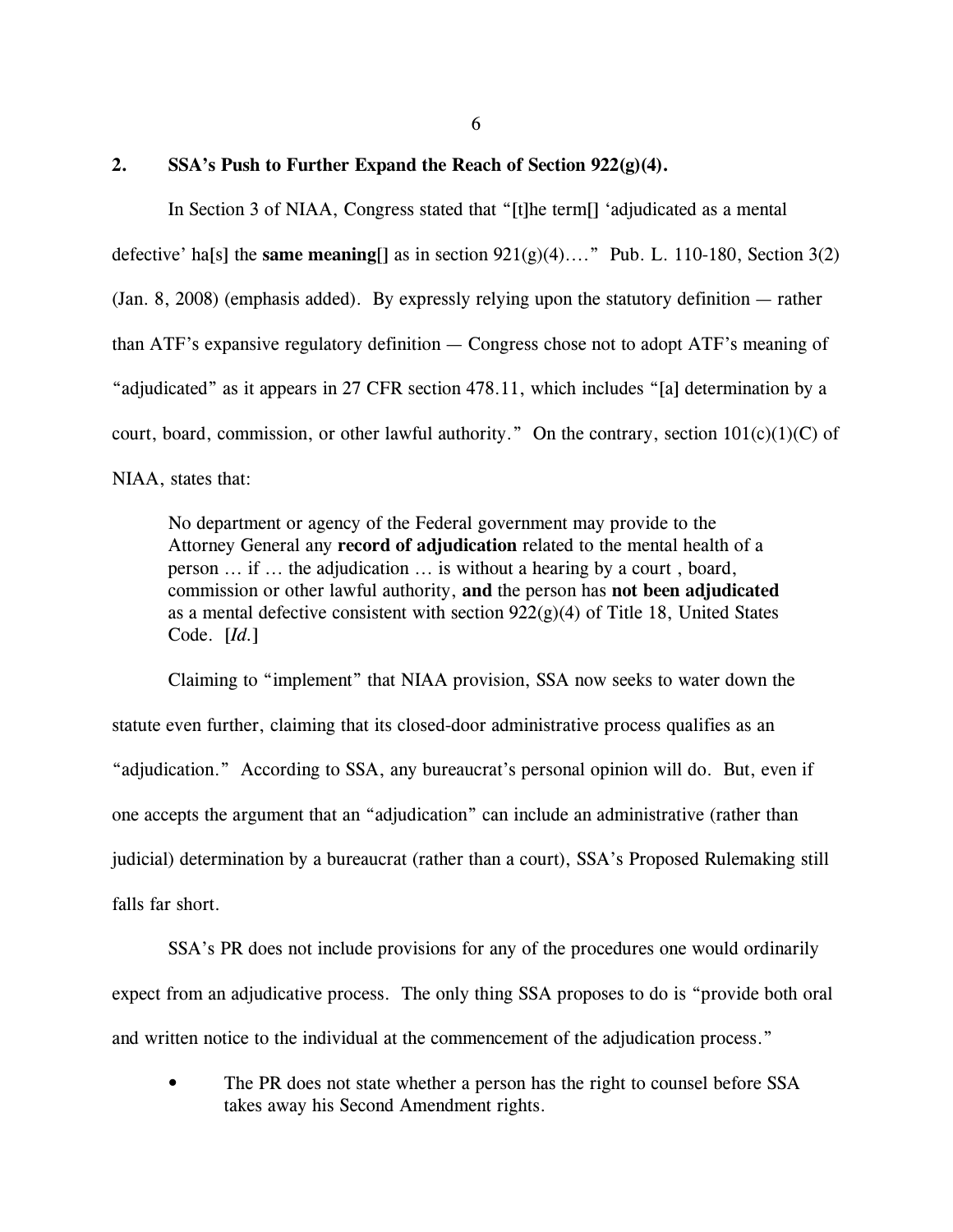## 2. SSA's Push to Further Expand the Reach of Section 922(g)(4).

In Section 3 of NIAA, Congress stated that "[t]he term[] 'adjudicated as a mental defective' ha[s] the **same meaning[]** as in section 921(g)(4)…." Pub. L. 110-180, Section 3(2) (Jan. 8, 2008) (emphasis added). By expressly relying upon the statutory definition — rather than ATF's expansive regulatory definition — Congress chose not to adopt ATF's meaning of "adjudicated" as it appears in 27 CFR section 478.11, which includes "[a] determination by a court, board, commission, or other lawful authority." On the contrary, section 101(c)(1)(C) of NIAA, states that:

> No department or agency of the Federal government may provide to the Attorney General any **record of adjudication** related to the mental health of a person … if … the adjudication … is without a hearing by a court , board, commission or other lawful authority, **and** the person has **not been adjudicated** as a mental defective consistent with section 922(g)(4) of Title 18, United States Code. [*Id.*]

Claiming to "implement" that NIAA provision, SSA now seeks to water down the statute even further, claiming that its closed-door administrative process qualifies as an "adjudication." According to SSA, any bureaucrat's personal opinion will do. But, even if one accepts the argument that an "adjudication" can include an administrative (rather than judicial) determination by a bureaucrat (rather than a court), SSA's Proposed Rulemaking still falls far short.

SSA's PR does not include provisions for any of the procedures one would ordinarily expect from an adjudicative process. The only thing SSA proposes to do is "provide both oral and written notice to the individual at the commencement of the adjudication process."

- The PR does not state whether a person has the right to counsel before SSA takes away his Second Amendment rights.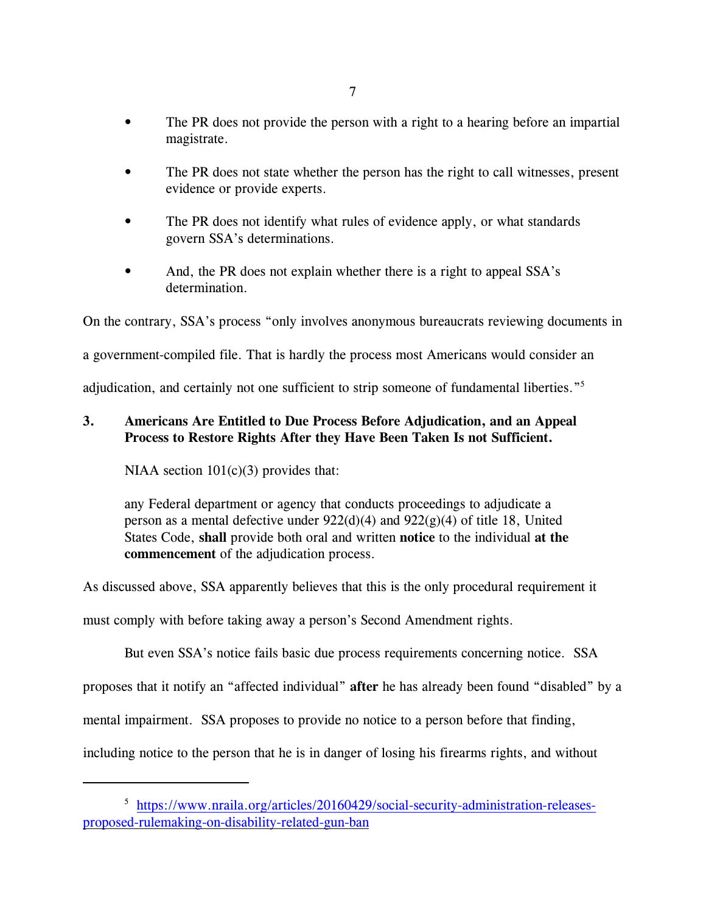- The PR does not provide the person with a right to a hearing before an impartial magistrate.

- The PR does not state whether the person has the right to call witnesses, present evidence or provide experts.

- The PR does not identify what rules of evidence apply, or what standards govern SSA's determinations.

- And, the PR does not explain whether there is a right to appeal SSA's determination.

On the contrary, SSA's process "only involves anonymous bureaucrats reviewing documents in a government-compiled file. That is hardly the process most Americans would consider an adjudication, and certainly not one sufficient to strip someone of fundamental liberties."[5]

### 3. Americans Are Entitled to Due Process Before Adjudication, and an Appeal Process to Restore Rights After they Have Been Taken Is not Sufficient.

NIAA section 101(c)(3) provides that:

> any Federal department or agency that conducts proceedings to adjudicate a person as a mental defective under 922(d)(4) and 922(g)(4) of title 18, United States Code, **shall** provide both oral and written **notice** to the individual **at the commencement** of the adjudication process.

As discussed above, SSA apparently believes that this is the only procedural requirement it must comply with before taking away a person's Second Amendment rights.

But even SSA's notice fails basic due process requirements concerning notice. SSA proposes that it notify an "affected individual" **after** he has already been found "disabled" by a mental impairment. SSA proposes to provide no notice to a person before that finding, including notice to the person that he is in danger of losing his firearms rights, and without

---

[5] https://www.nraila.org/articles/20160429/social-security-administration-releases-proposed-rulemaking-on-disability-related-gun-ban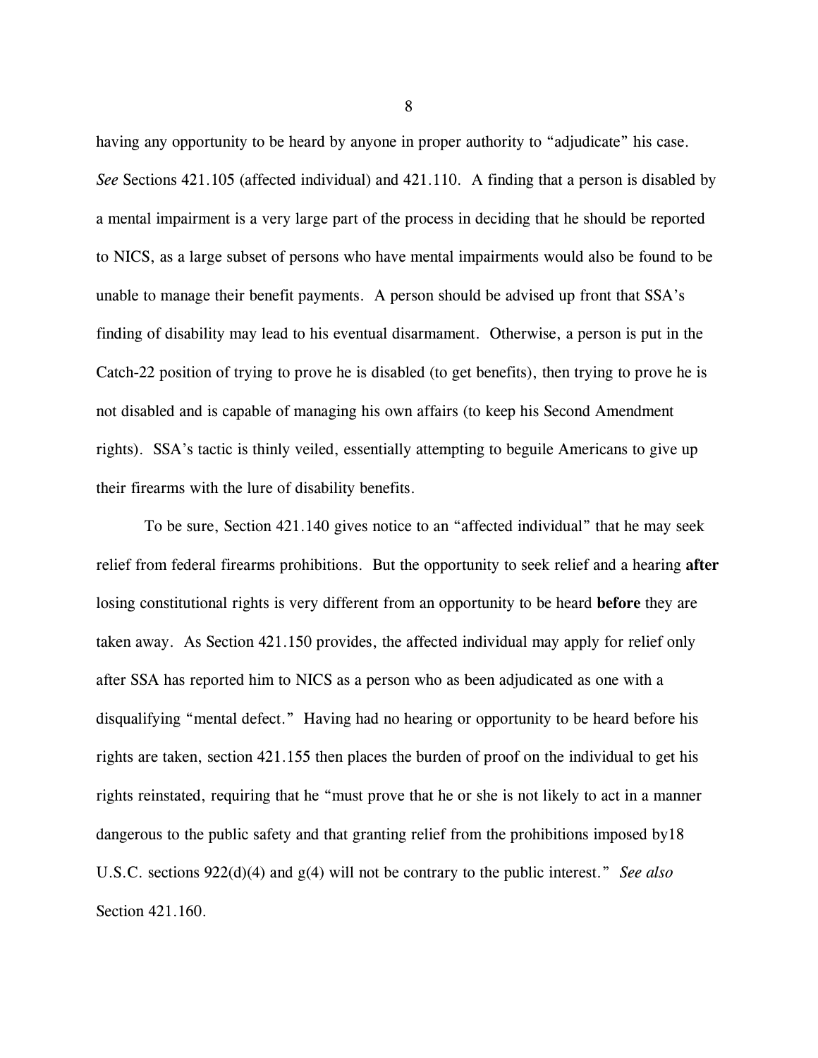having any opportunity to be heard by anyone in proper authority to "adjudicate" his case. *See* Sections 421.105 (affected individual) and 421.110. A finding that a person is disabled by a mental impairment is a very large part of the process in deciding that he should be reported to NICS, as a large subset of persons who have mental impairments would also be found to be unable to manage their benefit payments. A person should be advised up front that SSA's finding of disability may lead to his eventual disarmament. Otherwise, a person is put in the Catch-22 position of trying to prove he is disabled (to get benefits), then trying to prove he is not disabled and is capable of managing his own affairs (to keep his Second Amendment rights). SSA's tactic is thinly veiled, essentially attempting to beguile Americans to give up their firearms with the lure of disability benefits.

To be sure, Section 421.140 gives notice to an "affected individual" that he may seek relief from federal firearms prohibitions. But the opportunity to seek relief and a hearing **after** losing constitutional rights is very different from an opportunity to be heard **before** they are taken away. As Section 421.150 provides, the affected individual may apply for relief only after SSA has reported him to NICS as a person who as been adjudicated as one with a disqualifying "mental defect." Having had no hearing or opportunity to be heard before his rights are taken, section 421.155 then places the burden of proof on the individual to get his rights reinstated, requiring that he "must prove that he or she is not likely to act in a manner dangerous to the public safety and that granting relief from the prohibitions imposed by18 U.S.C. sections 922(d)(4) and g(4) will not be contrary to the public interest." *See also* Section 421.160.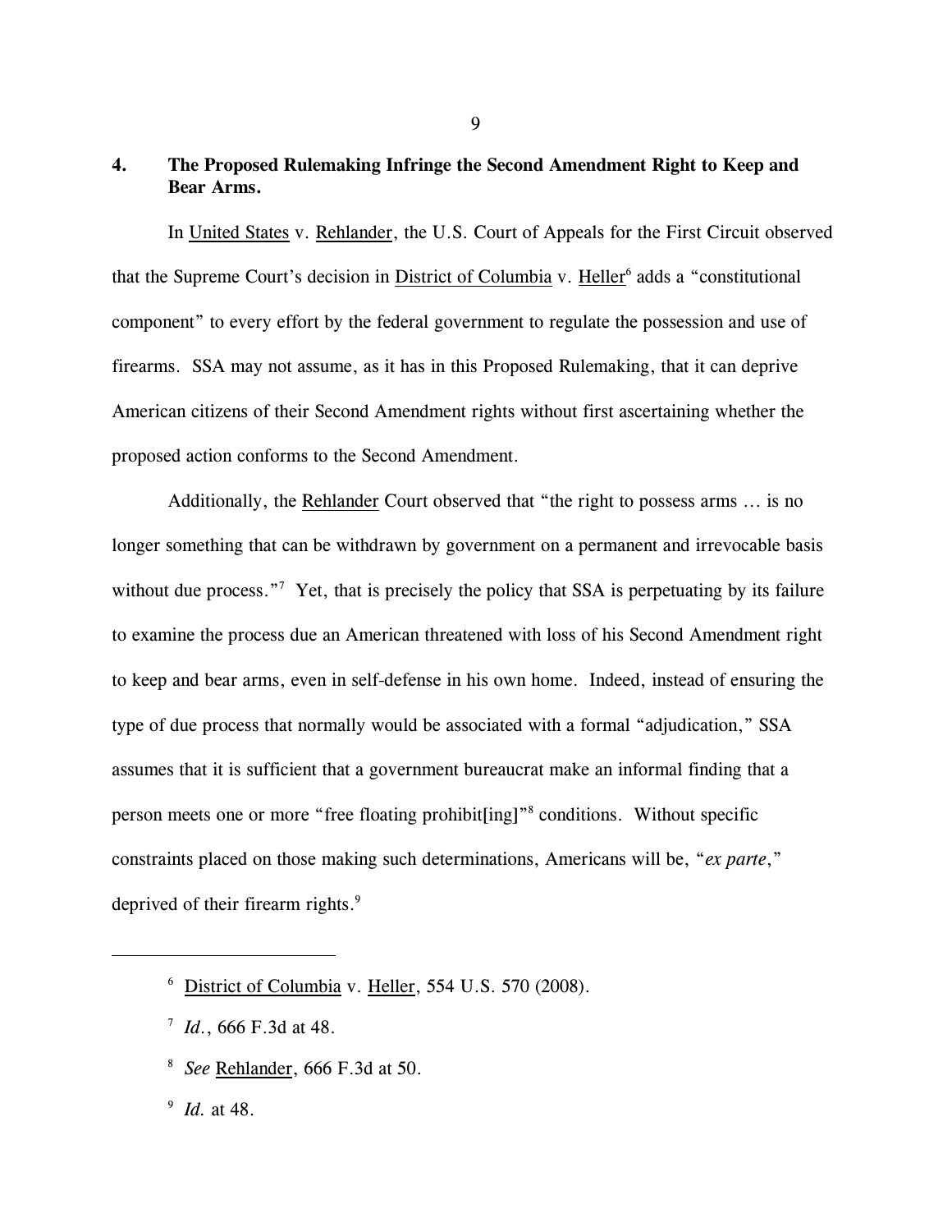## 4. The Proposed Rulemaking Infringe the Second Amendment Right to Keep and Bear Arms.

In United States v. Rehlander, the U.S. Court of Appeals for the First Circuit observed that the Supreme Court's decision in District of Columbia v. Heller[6] adds a "constitutional component" to every effort by the federal government to regulate the possession and use of firearms. SSA may not assume, as it has in this Proposed Rulemaking, that it can deprive American citizens of their Second Amendment rights without first ascertaining whether the proposed action conforms to the Second Amendment.

Additionally, the Rehlander Court observed that "the right to possess arms … is no longer something that can be withdrawn by government on a permanent and irrevocable basis without due process."[7] Yet, that is precisely the policy that SSA is perpetuating by its failure to examine the process due an American threatened with loss of his Second Amendment right to keep and bear arms, even in self-defense in his own home. Indeed, instead of ensuring the type of due process that normally would be associated with a formal "adjudication," SSA assumes that it is sufficient that a government bureaucrat make an informal finding that a person meets one or more "free floating prohibit[ing]"[8] conditions. Without specific constraints placed on those making such determinations, Americans will be, "*ex parte*," deprived of their firearm rights.[9]

---

[6] District of Columbia v. Heller, 554 U.S. 570 (2008).

[7] *Id.*, 666 F.3d at 48.

[8] *See* Rehlander, 666 F.3d at 50.

[9] *Id.* at 48.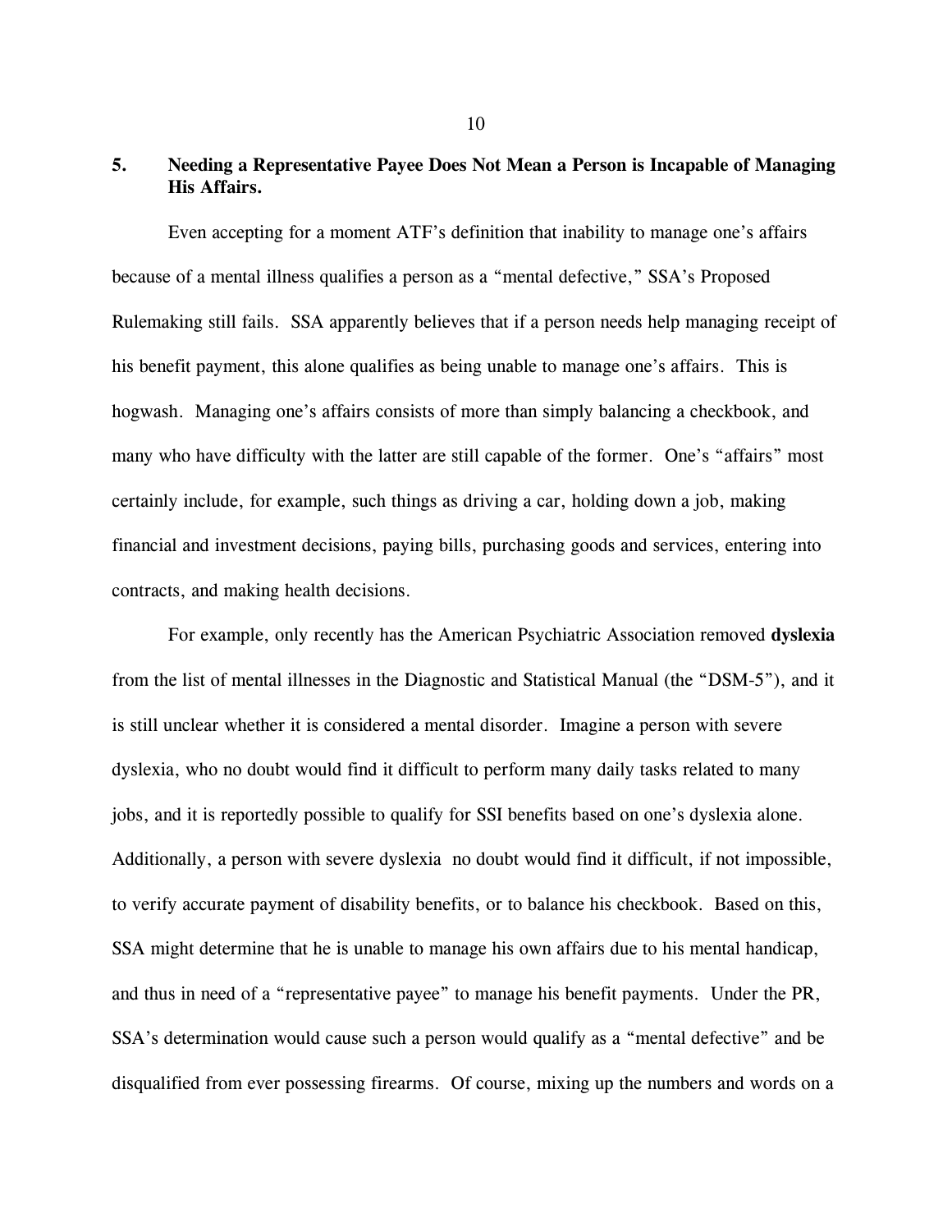## 5. Needing a Representative Payee Does Not Mean a Person is Incapable of Managing His Affairs.

Even accepting for a moment ATF's definition that inability to manage one's affairs because of a mental illness qualifies a person as a "mental defective," SSA's Proposed Rulemaking still fails. SSA apparently believes that if a person needs help managing receipt of his benefit payment, this alone qualifies as being unable to manage one's affairs. This is hogwash. Managing one's affairs consists of more than simply balancing a checkbook, and many who have difficulty with the latter are still capable of the former. One's "affairs" most certainly include, for example, such things as driving a car, holding down a job, making financial and investment decisions, paying bills, purchasing goods and services, entering into contracts, and making health decisions.

For example, only recently has the American Psychiatric Association removed **dyslexia** from the list of mental illnesses in the Diagnostic and Statistical Manual (the "DSM-5"), and it is still unclear whether it is considered a mental disorder. Imagine a person with severe dyslexia, who no doubt would find it difficult to perform many daily tasks related to many jobs, and it is reportedly possible to qualify for SSI benefits based on one's dyslexia alone. Additionally, a person with severe dyslexia no doubt would find it difficult, if not impossible, to verify accurate payment of disability benefits, or to balance his checkbook. Based on this, SSA might determine that he is unable to manage his own affairs due to his mental handicap, and thus in need of a "representative payee" to manage his benefit payments. Under the PR, SSA's determination would cause such a person would qualify as a "mental defective" and be disqualified from ever possessing firearms. Of course, mixing up the numbers and words on a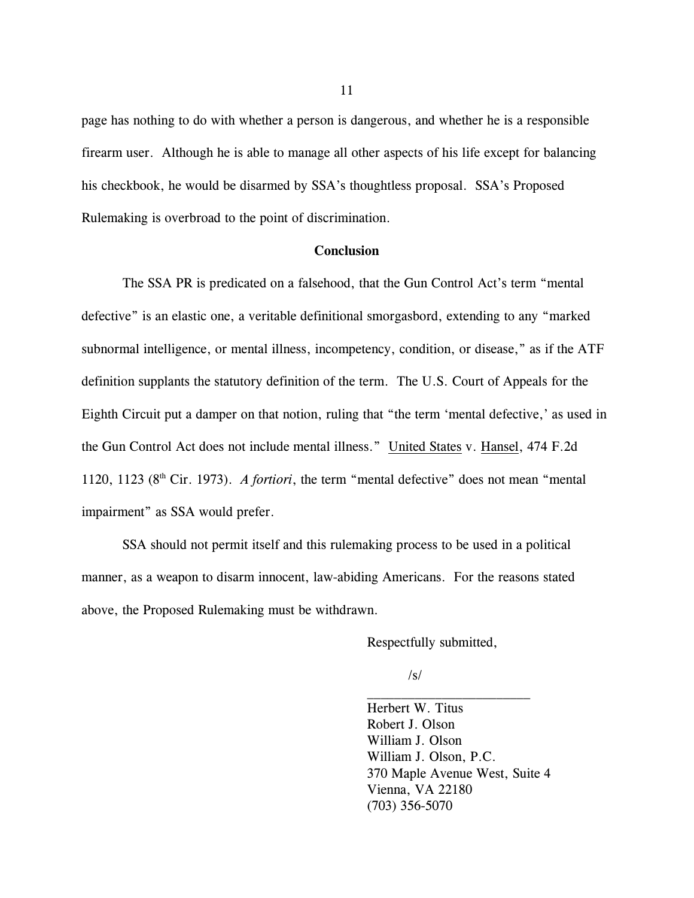page has nothing to do with whether a person is dangerous, and whether he is a responsible firearm user. Although he is able to manage all other aspects of his life except for balancing his checkbook, he would be disarmed by SSA's thoughtless proposal. SSA's Proposed Rulemaking is overbroad to the point of discrimination.

## Conclusion

The SSA PR is predicated on a falsehood, that the Gun Control Act's term "mental defective" is an elastic one, a veritable definitional smorgasbord, extending to any "marked subnormal intelligence, or mental illness, incompetency, condition, or disease," as if the ATF definition supplants the statutory definition of the term. The U.S. Court of Appeals for the Eighth Circuit put a damper on that notion, ruling that "the term 'mental defective,' as used in the Gun Control Act does not include mental illness." United States v. Hansel, 474 F.2d 1120, 1123 (8th Cir. 1973). *A fortiori*, the term "mental defective" does not mean "mental impairment" as SSA would prefer.

SSA should not permit itself and this rulemaking process to be used in a political manner, as a weapon to disarm innocent, law-abiding Americans. For the reasons stated above, the Proposed Rulemaking must be withdrawn.

Respectfully submitted,

/s/
________________________
Herbert W. Titus
Robert J. Olson
William J. Olson
William J. Olson, P.C.
370 Maple Avenue West, Suite 4
Vienna, VA 22180
(703) 356-5070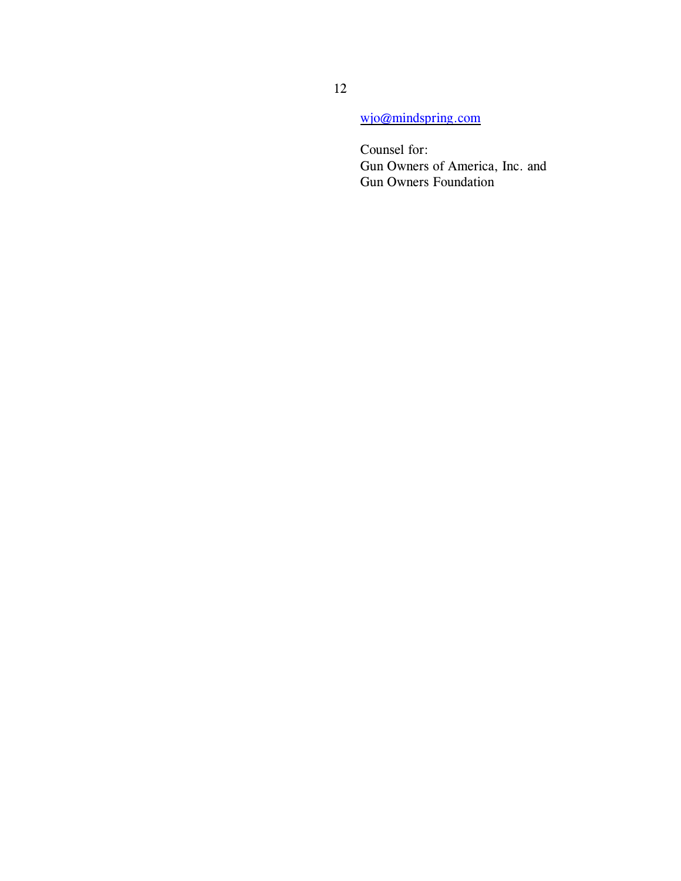wjo@mindspring.com

Counsel for:
Gun Owners of America, Inc. and
Gun Owners Foundation